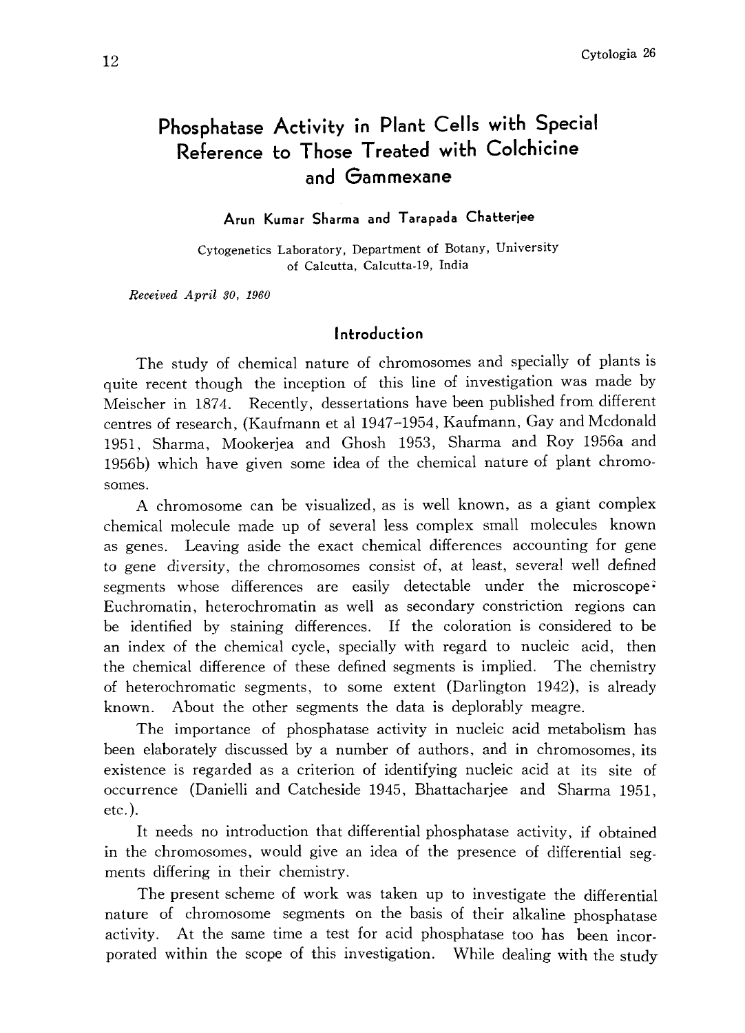# Phosphatase Activity in Plant Cells with Special Reference to Those Treated with Colchicine and Gammexane

**Arun Kumar Sharma and Tarapada Chatterjee**

Cytogenetics Laboratory, Department of Botany, University of Calcutta, Calcutta-19, India

*Received April 30, 1960*

## Introduction

The study of chemical nature of chromosomes and specially of plants is quite recent though the inception of this line of investigation was made by Meischer in 1874. Recently, dessertations have been published from different centres of research, (Kaufmann et al 1947–1954, Kaufmann, Gay and Mcdonald 1951, Sharma, Mookerjea and Ghosh 1953, Sharma and Roy 1956a and 1956b) which have given some idea of the chemical nature of plant chromosomes.

A chromosome can be visualized, as is well known, as a giant complex chemical molecule made up of several less complex small molecules known as genes. Leaving aside the exact chemical differences accounting for gene to gene diversity, the chromosomes consist of, at least, several well defined segments whose differences are easily detectable under the microscope: Euchromatin, heterochromatin as well as secondary constriction regions can be identified by staining differences. If the coloration is considered to be an index of the chemical cycle, specially with regard to nucleic acid, then the chemical difference of these defined segments is implied. The chemistry of heterochromatic segments, to some extent (Darlington 1942), is already known. About the other segments the data is deplorably meagre.

The importance of phosphatase activity in nucleic acid metabolism has been elaborately discussed by a number of authors, and in chromosomes, its existence is regarded as a criterion of identifying nucleic acid at its site of occurrence (Danielli and Catcheside 1945, Bhattacharjee and Sharma 1951, etc.).

It needs no introduction that differential phosphatase activity, if obtained in the chromosomes, would give an idea of the presence of differential segments differing in their chemistry.

The present scheme of work was taken up to investigate the differential nature of chromosome segments on the basis of their alkaline phosphatase activity. At the same time a test for acid phosphatase too has been incorporated within the scope of this investigation. While dealing with the study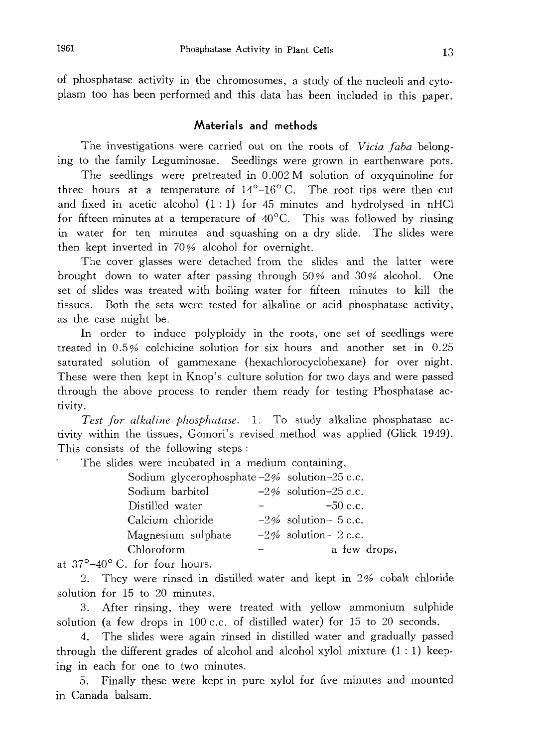of phosphatase activity in the chromosomes, a study of the nucleoli and cytoplasm too has been performed and this data has been included in this paper.

## Materials and methods

The investigations were carried out on the roots of *Vicia faba* belonging to the family Leguminosae. Seedlings were grown in earthenware pots.

The seedlings were pretreated in 0.002 M solution of oxyquinoline for three hours at a temperature of 14°–16° C. The root tips were then cut and fixed in acetic alcohol (1 : 1) for 45 minutes and hydrolysed in nHCl for fifteen minutes at a temperature of 40°C. This was followed by rinsing in water for ten minutes and squashing on a dry slide. The slides were then kept inverted in 70% alcohol for overnight.

The cover glasses were detached from the slides and the latter were brought down to water after passing through 50% and 30% alcohol. One set of slides was treated with boiling water for fifteen minutes to kill the tissues. Both the sets were tested for alkaline or acid phosphatase activity, as the case might be.

In order to induce polyploidy in the roots, one set of seedlings were treated in 0.5% colchicine solution for six hours and another set in 0.25 saturated solution of gammexane (hexachlorocyclohexane) for over night. These were then kept in Knop's culture solution for two days and were passed through the above process to render them ready for testing Phosphatase activity.

*Test for alkaline phosphatase.* 1. To study alkaline phosphatase activity within the tissues, Gomori's revised method was applied (Glick 1949). This consists of the following steps :

The slides were incubated in a medium containing,

| | | |
|---|---|---|
| Sodium glycerophosphate | –2% solution | –25 c.c. |
| Sodium barbitol | –2% solution | –25 c.c. |
| Distilled water | – | –50 c.c. |
| Calcium chloride | –2% solution | – 5 c.c. |
| Magnesium sulphate | –2% solution | – 2 c.c. |
| Chloroform | – | a few drops, |

at 37°–40° C. for four hours.

2. They were rinsed in distilled water and kept in 2% cobalt chloride solution for 15 to 20 minutes.

3. After rinsing, they were treated with yellow ammonium sulphide solution (a few drops in 100 c.c. of distilled water) for 15 to 20 seconds.

4. The slides were again rinsed in distilled water and gradually passed through the different grades of alcohol and alcohol xylol mixture (1 : 1) keeping in each for one to two minutes.

5. Finally these were kept in pure xylol for five minutes and mounted in Canada balsam.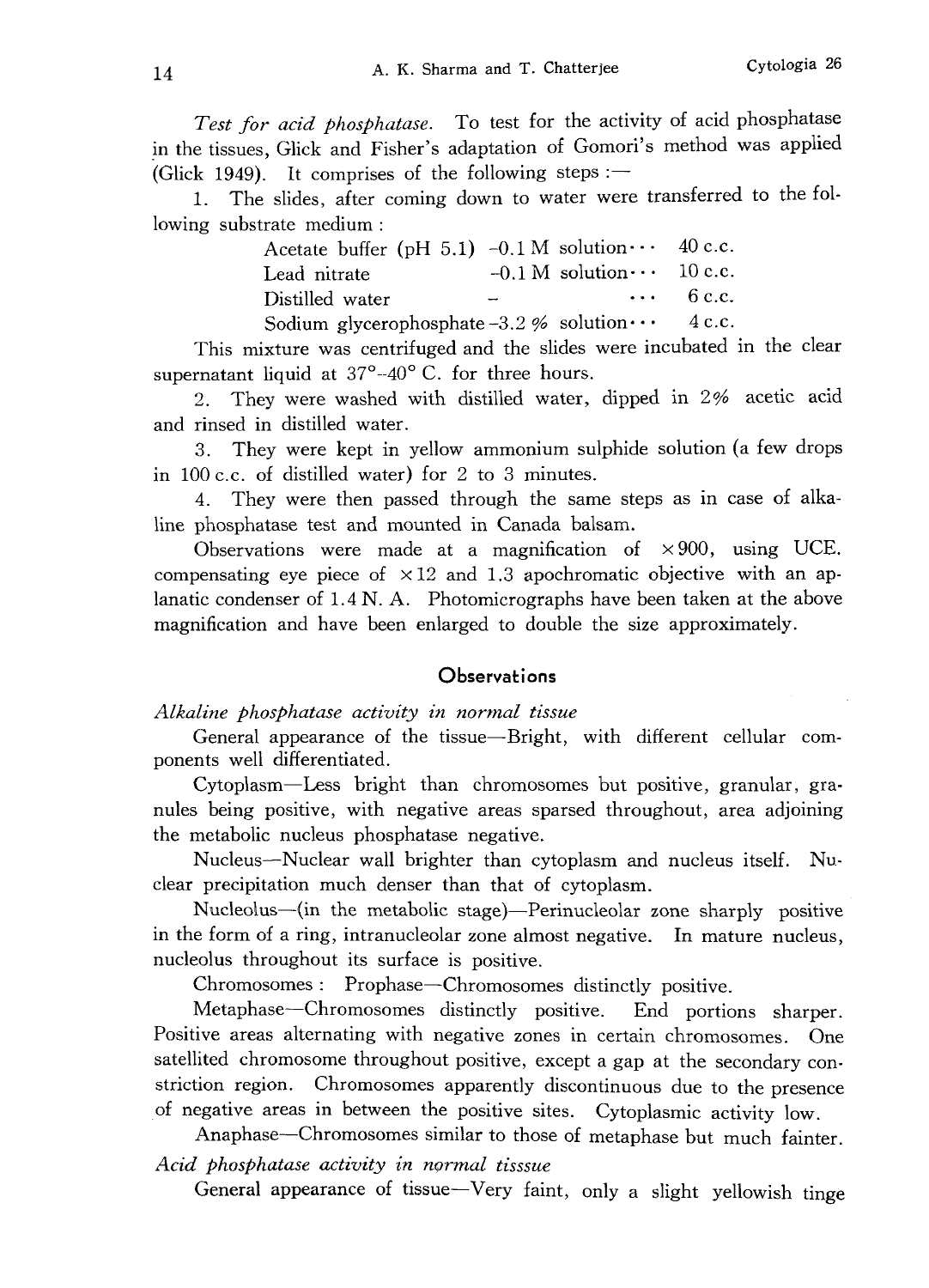*Test for acid phosphatase.* To test for the activity of acid phosphatase in the tissues, Glick and Fisher's adaptation of Gomori's method was applied (Glick 1949). It comprises of the following steps :—

1. The slides, after coming down to water were transferred to the following substrate medium :

| | | |
|---|---|---|
| Acetate buffer (pH 5.1) | -0.1 M solution··· | 40 c.c. |
| Lead nitrate | -0.1 M solution··· | 10 c.c. |
| Distilled water | – ··· | 6 c.c. |
| Sodium glycerophosphate | -3.2 % solution··· | 4 c.c. |

This mixture was centrifuged and the slides were incubated in the clear supernatant liquid at 37°–40° C. for three hours.

2. They were washed with distilled water, dipped in 2% acetic acid and rinsed in distilled water.

3. They were kept in yellow ammonium sulphide solution (a few drops in 100 c.c. of distilled water) for 2 to 3 minutes.

4. They were then passed through the same steps as in case of alkaline phosphatase test and mounted in Canada balsam.

Observations were made at a magnification of ×900, using UCE. compensating eye piece of ×12 and 1.3 apochromatic objective with an aplanatic condenser of 1.4 N. A. Photomicrographs have been taken at the above magnification and have been enlarged to double the size approximately.

## Observations

*Alkaline phosphatase activity in normal tissue*

General appearance of the tissue—Bright, with different cellular components well differentiated.

Cytoplasm—Less bright than chromosomes but positive, granular, granules being positive, with negative areas sparsed throughout, area adjoining the metabolic nucleus phosphatase negative.

Nucleus—Nuclear wall brighter than cytoplasm and nucleus itself. Nuclear precipitation much denser than that of cytoplasm.

Nucleolus—(in the metabolic stage)—Perinucleolar zone sharply positive in the form of a ring, intranucleolar zone almost negative. In mature nucleus, nucleolus throughout its surface is positive.

Chromosomes : Prophase—Chromosomes distinctly positive.

Metaphase—Chromosomes distinctly positive. End portions sharper. Positive areas alternating with negative zones in certain chromosomes. One satellited chromosome throughout positive, except a gap at the secondary constriction region. Chromosomes apparently discontinuous due to the presence of negative areas in between the positive sites. Cytoplasmic activity low.

Anaphase—Chromosomes similar to those of metaphase but much fainter.

*Acid phosphatase activity in normal tisssue*

General appearance of tissue—Very faint, only a slight yellowish tinge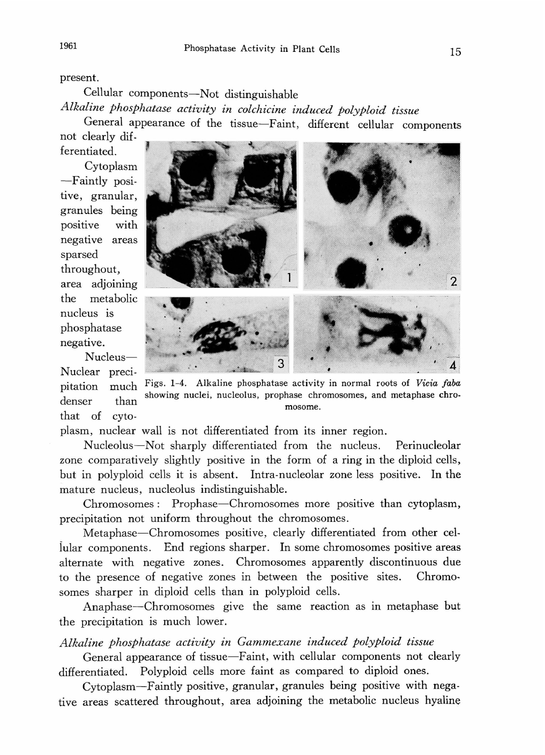present.

Cellular components—Not distinguishable

*Alkaline phosphatase activity in colchicine induced polyploid tissue*

General appearance of the tissue—Faint, different cellular components not clearly differentiated.

Cytoplasm—Faintly positive, granular, granules being positive with negative areas sparsed throughout, area adjoining the metabolic nucleus is phosphatase negative.

Nucleus—Nuclear precipitation much denser than that of cytoplasm, nuclear wall is not differentiated from its inner region.

Figs. 1-4. Alkaline phosphatase activity in normal roots of *Vicia faba* showing nuclei, nucleolus, prophase chromosomes, and metaphase chromosome.

Nucleolus—Not sharply differentiated from the nucleus. Perinucleolar zone comparatively slightly positive in the form of a ring in the diploid cells, but in polyploid cells it is absent. Intra-nucleolar zone less positive. In the mature nucleus, nucleolus indistinguishable.

Chromosomes: Prophase—Chromosomes more positive than cytoplasm, precipitation not uniform throughout the chromosomes.

Metaphase—Chromosomes positive, clearly differentiated from other cellular components. End regions sharper. In some chromosomes positive areas alternate with negative zones. Chromosomes apparently discontinuous due to the presence of negative zones in between the positive sites. Chromosomes sharper in diploid cells than in polyploid cells.

Anaphase—Chromosomes give the same reaction as in metaphase but the precipitation is much lower.

*Alkaline phosphatase activity in Gammexane induced polyploid tissue*

General appearance of tissue—Faint, with cellular components not clearly differentiated. Polyploid cells more faint as compared to diploid ones.

Cytoplasm—Faintly positive, granular, granules being positive with negative areas scattered throughout, area adjoining the metabolic nucleus hyaline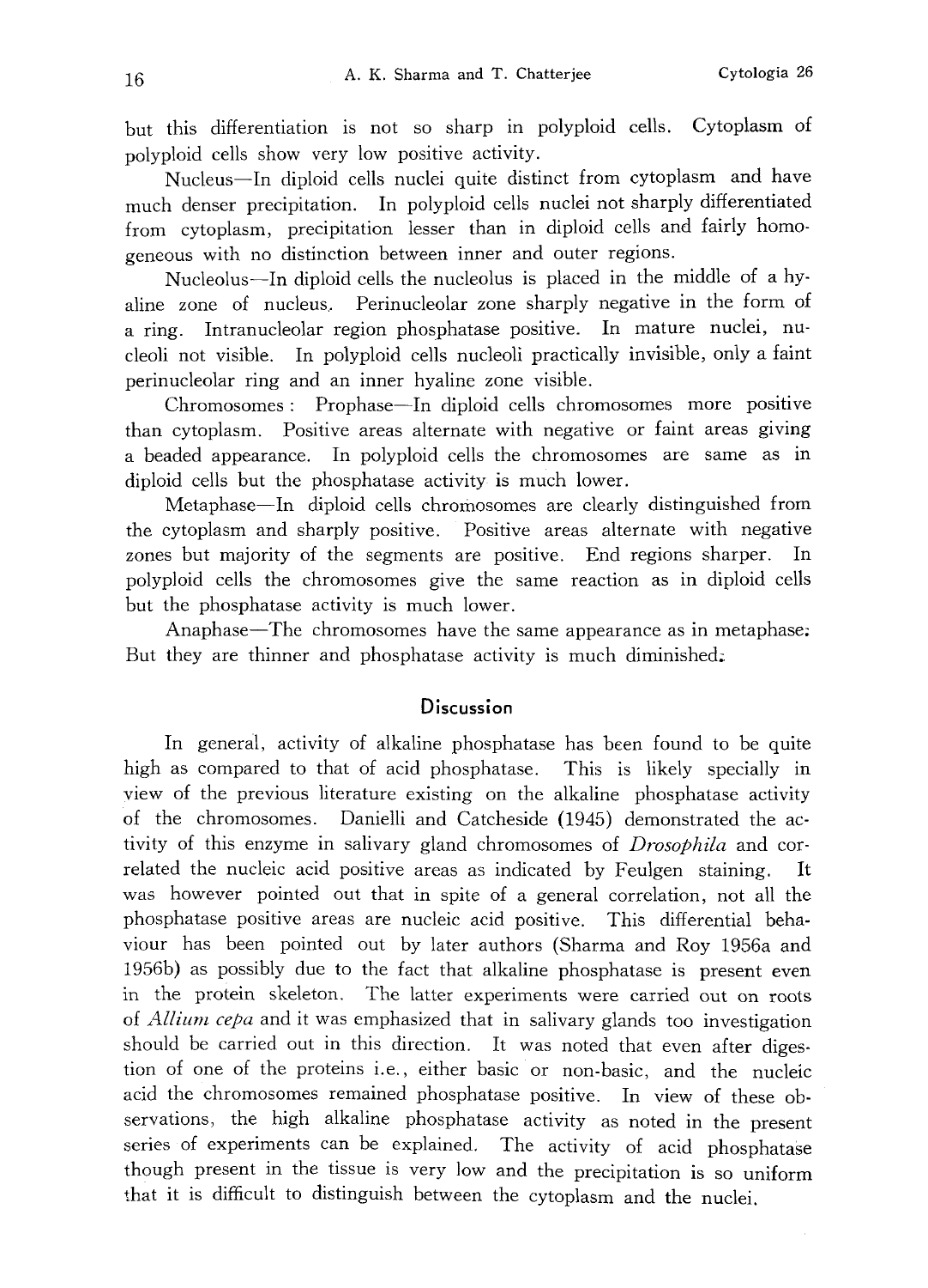but this differentiation is not so sharp in polyploid cells. Cytoplasm of polyploid cells show very low positive activity.

Nucleus—In diploid cells nuclei quite distinct from cytoplasm and have much denser precipitation. In polyploid cells nuclei not sharply differentiated from cytoplasm, precipitation lesser than in diploid cells and fairly homogeneous with no distinction between inner and outer regions.

Nucleolus—In diploid cells the nucleolus is placed in the middle of a hyaline zone of nucleus. Perinucleolar zone sharply negative in the form of a ring. Intranucleolar region phosphatase positive. In mature nuclei, nucleoli not visible. In polyploid cells nucleoli practically invisible, only a faint perinucleolar ring and an inner hyaline zone visible.

Chromosomes: Prophase—In diploid cells chromosomes more positive than cytoplasm. Positive areas alternate with negative or faint areas giving a beaded appearance. In polyploid cells the chromosomes are same as in diploid cells but the phosphatase activity is much lower.

Metaphase—In diploid cells chromosomes are clearly distinguished from the cytoplasm and sharply positive. Positive areas alternate with negative zones but majority of the segments are positive. End regions sharper. In polyploid cells the chromosomes give the same reaction as in diploid cells but the phosphatase activity is much lower.

Anaphase—The chromosomes have the same appearance as in metaphase; But they are thinner and phosphatase activity is much diminished.

## Discussion

In general, activity of alkaline phosphatase has been found to be quite high as compared to that of acid phosphatase. This is likely specially in view of the previous literature existing on the alkaline phosphatase activity of the chromosomes. Danielli and Catcheside (1945) demonstrated the activity of this enzyme in salivary gland chromosomes of *Drosophila* and correlated the nucleic acid positive areas as indicated by Feulgen staining. It was however pointed out that in spite of a general correlation, not all the phosphatase positive areas are nucleic acid positive. This differential behaviour has been pointed out by later authors (Sharma and Roy 1956a and 1956b) as possibly due to the fact that alkaline phosphatase is present even in the protein skeleton. The latter experiments were carried out on roots of *Allium cepa* and it was emphasized that in salivary glands too investigation should be carried out in this direction. It was noted that even after digestion of one of the proteins i.e., either basic or non-basic, and the nucleic acid the chromosomes remained phosphatase positive. In view of these observations, the high alkaline phosphatase activity as noted in the present series of experiments can be explained. The activity of acid phosphatase though present in the tissue is very low and the precipitation is so uniform that it is difficult to distinguish between the cytoplasm and the nuclei.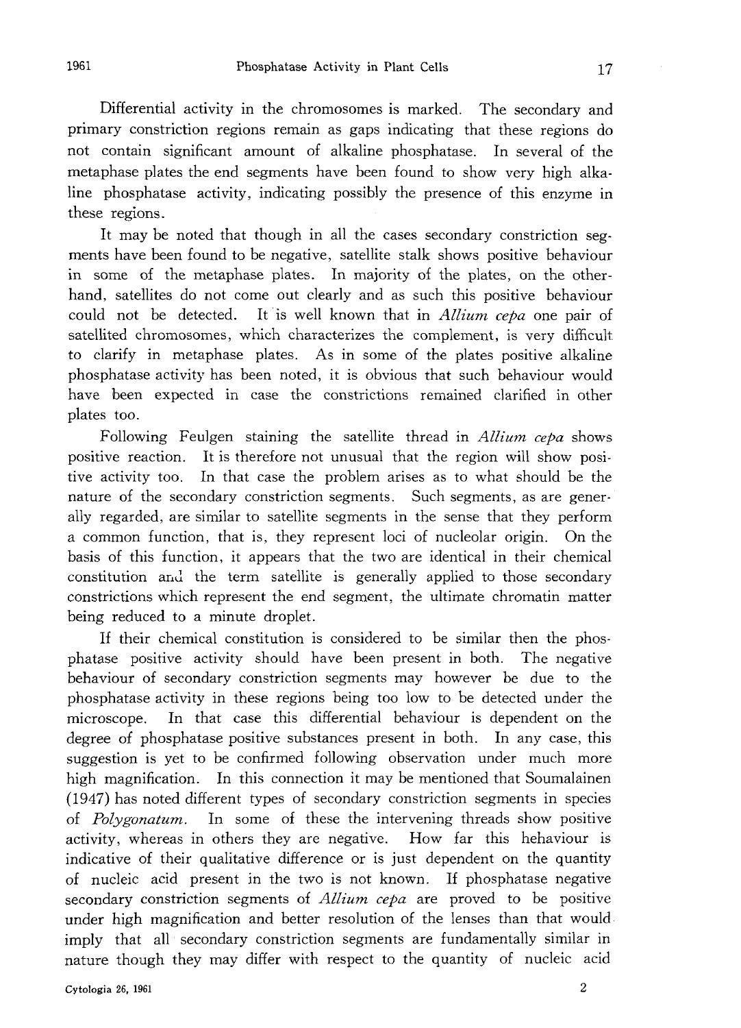Differential activity in the chromosomes is marked. The secondary and primary constriction regions remain as gaps indicating that these regions do not contain significant amount of alkaline phosphatase. In several of the metaphase plates the end segments have been found to show very high alkaline phosphatase activity, indicating possibly the presence of this enzyme in these regions.

It may be noted that though in all the cases secondary constriction segments have been found to be negative, satellite stalk shows positive behaviour in some of the metaphase plates. In majority of the plates, on the other-hand, satellites do not come out clearly and as such this positive behaviour could not be detected. It is well known that in *Allium cepa* one pair of satellited chromosomes, which characterizes the complement, is very difficult to clarify in metaphase plates. As in some of the plates positive alkaline phosphatase activity has been noted, it is obvious that such behaviour would have been expected in case the constrictions remained clarified in other plates too.

Following Feulgen staining the satellite thread in *Allium cepa* shows positive reaction. It is therefore not unusual that the region will show positive activity too. In that case the problem arises as to what should be the nature of the secondary constriction segments. Such segments, as are generally regarded, are similar to satellite segments in the sense that they perform a common function, that is, they represent loci of nucleolar origin. On the basis of this function, it appears that the two are identical in their chemical constitution and the term satellite is generally applied to those secondary constrictions which represent the end segment, the ultimate chromatin matter being reduced to a minute droplet.

If their chemical constitution is considered to be similar then the phosphatase positive activity should have been present in both. The negative behaviour of secondary constriction segments may however be due to the phosphatase activity in these regions being too low to be detected under the microscope. In that case this differential behaviour is dependent on the degree of phosphatase positive substances present in both. In any case, this suggestion is yet to be confirmed following observation under much more high magnification. In this connection it may be mentioned that Soumalainen (1947) has noted different types of secondary constriction segments in species of *Polygonatum*. In some of these the intervening threads show positive activity, whereas in others they are negative. How far this behaviour is indicative of their qualitative difference or is just dependent on the quantity of nucleic acid present in the two is not known. If phosphatase negative secondary constriction segments of *Allium cepa* are proved to be positive under high magnification and better resolution of the lenses than that would imply that all secondary constriction segments are fundamentally similar in nature though they may differ with respect to the quantity of nucleic acid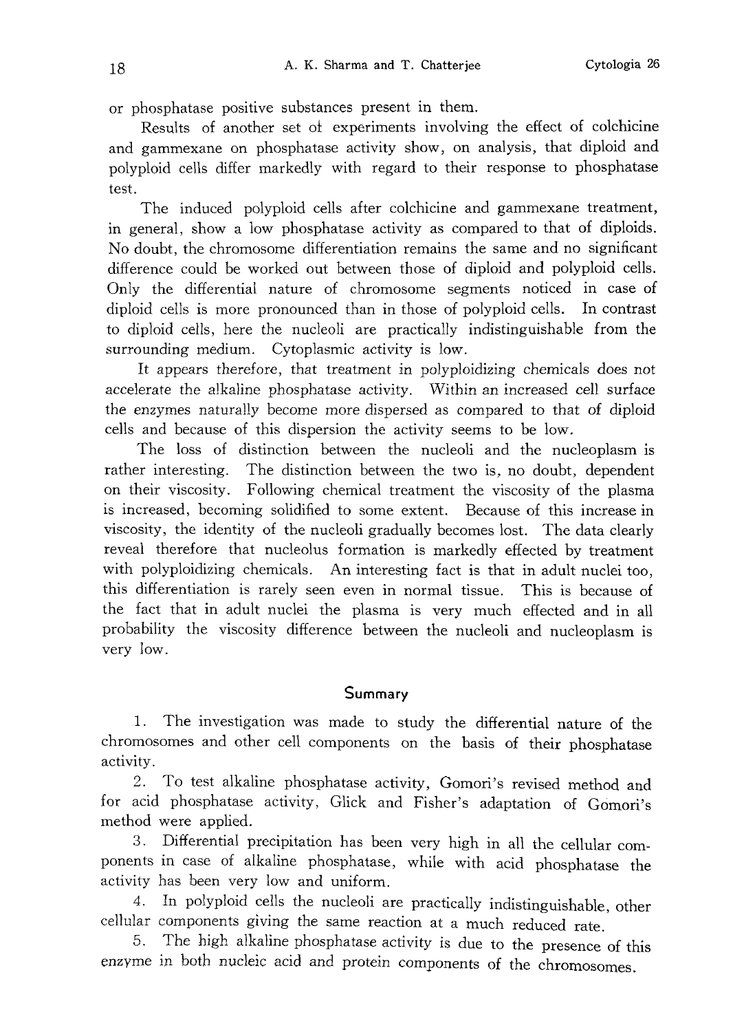or phosphatase positive substances present in them.

Results of another set of experiments involving the effect of colchicine and gammexane on phosphatase activity show, on analysis, that diploid and polyploid cells differ markedly with regard to their response to phosphatase test.

The induced polyploid cells after colchicine and gammexane treatment, in general, show a low phosphatase activity as compared to that of diploids. No doubt, the chromosome differentiation remains the same and no significant difference could be worked out between those of diploid and polyploid cells. Only the differential nature of chromosome segments noticed in case of diploid cells is more pronounced than in those of polyploid cells. In contrast to diploid cells, here the nucleoli are practically indistinguishable from the surrounding medium. Cytoplasmic activity is low.

It appears therefore, that treatment in polyploidizing chemicals does not accelerate the alkaline phosphatase activity. Within an increased cell surface the enzymes naturally become more dispersed as compared to that of diploid cells and because of this dispersion the activity seems to be low.

The loss of distinction between the nucleoli and the nucleoplasm is rather interesting. The distinction between the two is, no doubt, dependent on their viscosity. Following chemical treatment the viscosity of the plasma is increased, becoming solidified to some extent. Because of this increase in viscosity, the identity of the nucleoli gradually becomes lost. The data clearly reveal therefore that nucleolus formation is markedly effected by treatment with polyploidizing chemicals. An interesting fact is that in adult nuclei too, this differentiation is rarely seen even in normal tissue. This is because of the fact that in adult nuclei the plasma is very much effected and in all probability the viscosity difference between the nucleoli and nucleoplasm is very low.

## Summary

1. The investigation was made to study the differential nature of the chromosomes and other cell components on the basis of their phosphatase activity.

2. To test alkaline phosphatase activity, Gomori's revised method and for acid phosphatase activity, Glick and Fisher's adaptation of Gomori's method were applied.

3. Differential precipitation has been very high in all the cellular components in case of alkaline phosphatase, while with acid phosphatase the activity has been very low and uniform.

4. In polyploid cells the nucleoli are practically indistinguishable, other cellular components giving the same reaction at a much reduced rate.

5. The high alkaline phosphatase activity is due to the presence of this enzyme in both nucleic acid and protein components of the chromosomes.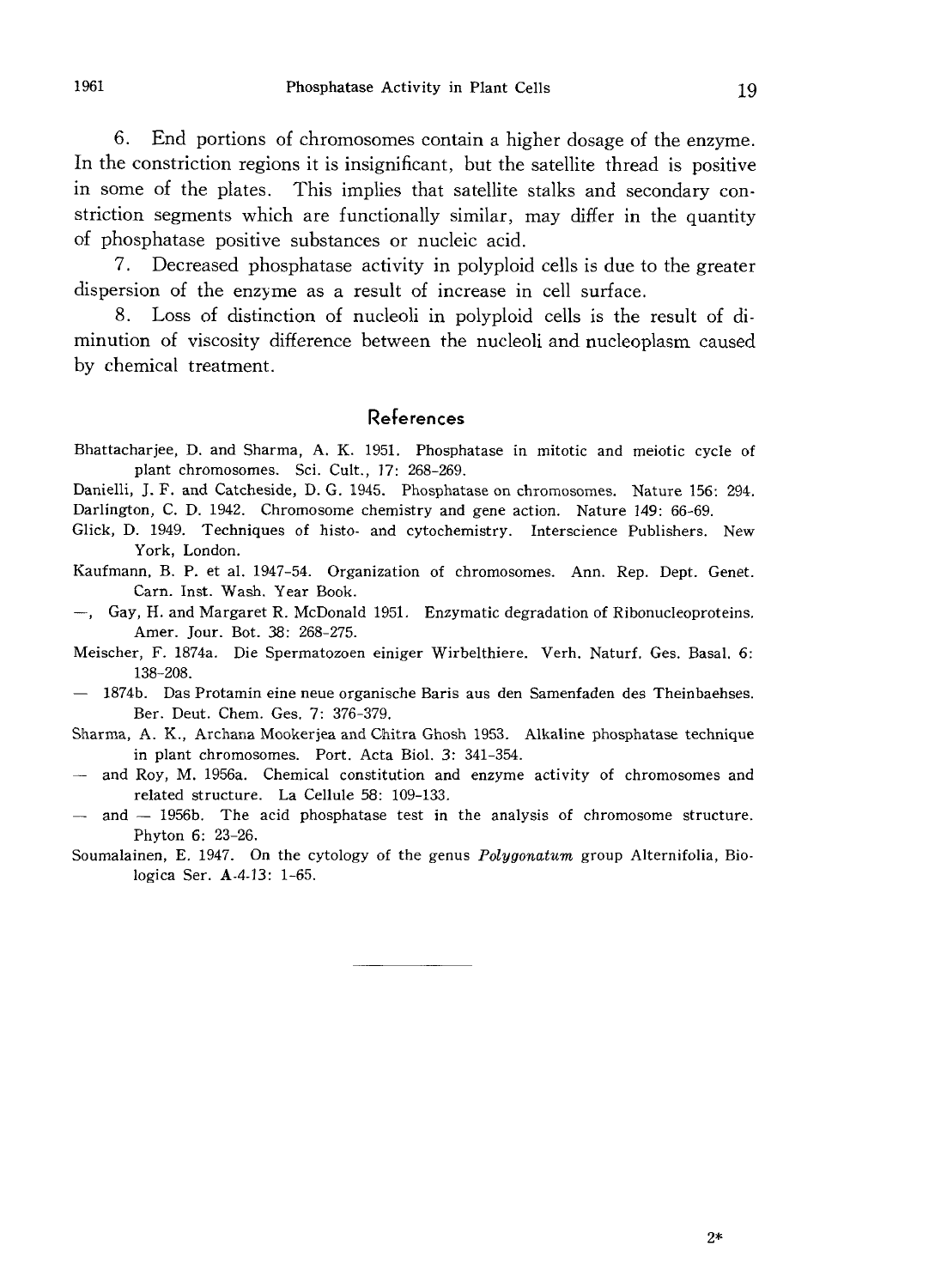6. End portions of chromosomes contain a higher dosage of the enzyme. In the constriction regions it is insignificant, but the satellite thread is positive in some of the plates. This implies that satellite stalks and secondary constriction segments which are functionally similar, may differ in the quantity of phosphatase positive substances or nucleic acid.

7. Decreased phosphatase activity in polyploid cells is due to the greater dispersion of the enzyme as a result of increase in cell surface.

8. Loss of distinction of nucleoli in polyploid cells is the result of diminution of viscosity difference between the nucleoli and nucleoplasm caused by chemical treatment.

## References

Bhattacharjee, D. and Sharma, A. K. 1951. Phosphatase in mitotic and meiotic cycle of plant chromosomes. Sci. Cult., 17: 268-269.

Danielli, J. F. and Catcheside, D. G. 1945. Phosphatase on chromosomes. Nature 156: 294.

Darlington, C. D. 1942. Chromosome chemistry and gene action. Nature 149: 66-69.

Glick, D. 1949. Techniques of histo- and cytochemistry. Interscience Publishers. New York, London.

Kaufmann, B. P. et al. 1947-54. Organization of chromosomes. Ann. Rep. Dept. Genet. Carn. Inst. Wash. Year Book.

—, Gay, H. and Margaret R. McDonald 1951. Enzymatic degradation of Ribonucleoproteins. Amer. Jour. Bot. 38: 268-275.

Meischer, F. 1874a. Die Spermatozoen einiger Wirbelthiere. Verh. Naturf. Ges. Basal. 6: 138-208.

— 1874b. Das Protamin eine neue organische Baris aus den Samenfaden des Theinbaehses. Ber. Deut. Chem. Ges. 7: 376-379.

Sharma, A. K., Archana Mookerjea and Chitra Ghosh 1953. Alkaline phosphatase technique in plant chromosomes. Port. Acta Biol. 3: 341-354.

— and Roy, M. 1956a. Chemical constitution and enzyme activity of chromosomes and related structure. La Cellule 58: 109-133.

— and — 1956b. The acid phosphatase test in the analysis of chromosome structure. Phyton 6: 23-26.

Soumalainen, E. 1947. On the cytology of the genus *Polygonatum* group Alternifolia, Biologica Ser. A-4-13: 1-65.